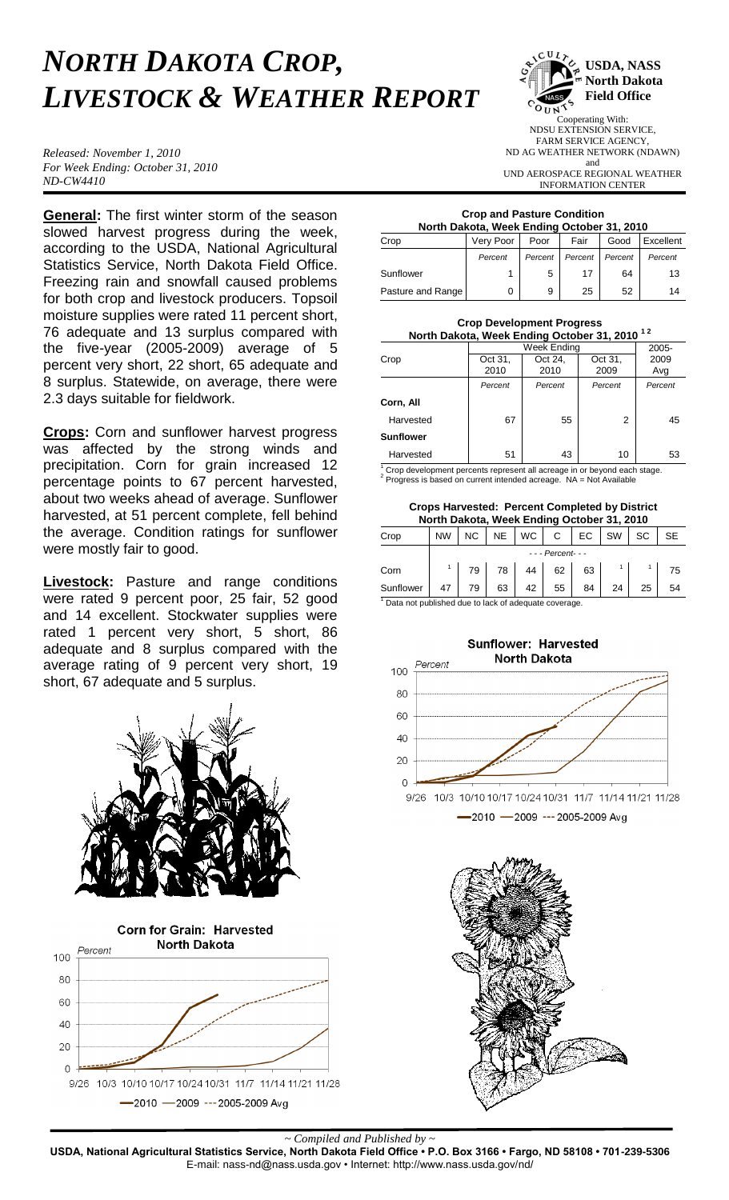# NORTH DAKOTA CROP, LIVESTOCK & WEATHER REPORT

*Released: November 1, 2010*
*For Week Ending: October 31, 2010*
*ND-CW4410*

**USDA, NASS North Dakota Field Office**

Cooperating With:
NDSU EXTENSION SERVICE,
FARM SERVICE AGENCY,
ND AG WEATHER NETWORK (NDAWN)
and
UND AEROSPACE REGIONAL WEATHER INFORMATION CENTER

**General:** The first winter storm of the season slowed harvest progress during the week, according to the USDA, National Agricultural Statistics Service, North Dakota Field Office. Freezing rain and snowfall caused problems for both crop and livestock producers. Topsoil moisture supplies were rated 11 percent short, 76 adequate and 13 surplus compared with the five-year (2005-2009) average of 5 percent very short, 22 short, 65 adequate and 8 surplus. Statewide, on average, there were 2.3 days suitable for fieldwork.

**Crops:** Corn and sunflower harvest progress was affected by the strong winds and precipitation. Corn for grain increased 12 percentage points to 67 percent harvested, about two weeks ahead of average. Sunflower harvested, at 51 percent complete, fell behind the average. Condition ratings for sunflower were mostly fair to good.

**Livestock:** Pasture and range conditions were rated 9 percent poor, 25 fair, 52 good and 14 excellent. Stockwater supplies were rated 1 percent very short, 5 short, 86 adequate and 8 surplus compared with the average rating of 9 percent very short, 19 short, 67 adequate and 5 surplus.

**Crop and Pasture Condition**
**North Dakota, Week Ending October 31, 2010**

| Crop | Very Poor | Poor | Fair | Good | Excellent |
|---|---|---|---|---|---|
| | Percent | Percent | Percent | Percent | Percent |
| Sunflower | 1 | 5 | 17 | 64 | 13 |
| Pasture and Range | 0 | 9 | 25 | 52 | 14 |

**Crop Development Progress**
**North Dakota, Week Ending October 31, 2010 [1 2]**

| Crop | Week Ending | | | 2005-2009 Avg |
|---|---|---|---|---|
| | Oct 31, 2010 | Oct 24, 2010 | Oct 31, 2009 | |
| | Percent | Percent | Percent | Percent |
| **Corn, All** | | | | |
| Harvested | 67 | 55 | 2 | 45 |
| **Sunflower** | | | | |
| Harvested | 51 | 43 | 10 | 53 |

[1] Crop development percents represent all acreage in or beyond each stage.
[2] Progress is based on current intended acreage. NA = Not Available

**Crops Harvested: Percent Completed by District**
**North Dakota, Week Ending October 31, 2010**

| Crop | NW | NC | NE | WC | C | EC | SW | SC | SE |
|---|---|---|---|---|---|---|---|---|---|
| | - - - Percent- - - | | | | | | | | |
| Corn | [1] | 79 | 78 | 44 | 62 | 63 | [1] | [1] | 75 |
| Sunflower | 47 | 79 | 63 | 42 | 55 | 84 | 24 | 25 | 54 |

[1] Data not published due to lack of adequate coverage.

**Sunflower: Harvested**
**North Dakota**

—2010 —2009 ---2005-2009 Avg

**Corn for Grain: Harvested**
**North Dakota**

—2010 —2009 ---2005-2009 Avg

*~ Compiled and Published by ~*
**USDA, National Agricultural Statistics Service, North Dakota Field Office • P.O. Box 3166 • Fargo, ND 58108 • 701-239-5306**
E-mail: nass-nd@nass.usda.gov • Internet: http://www.nass.usda.gov/nd/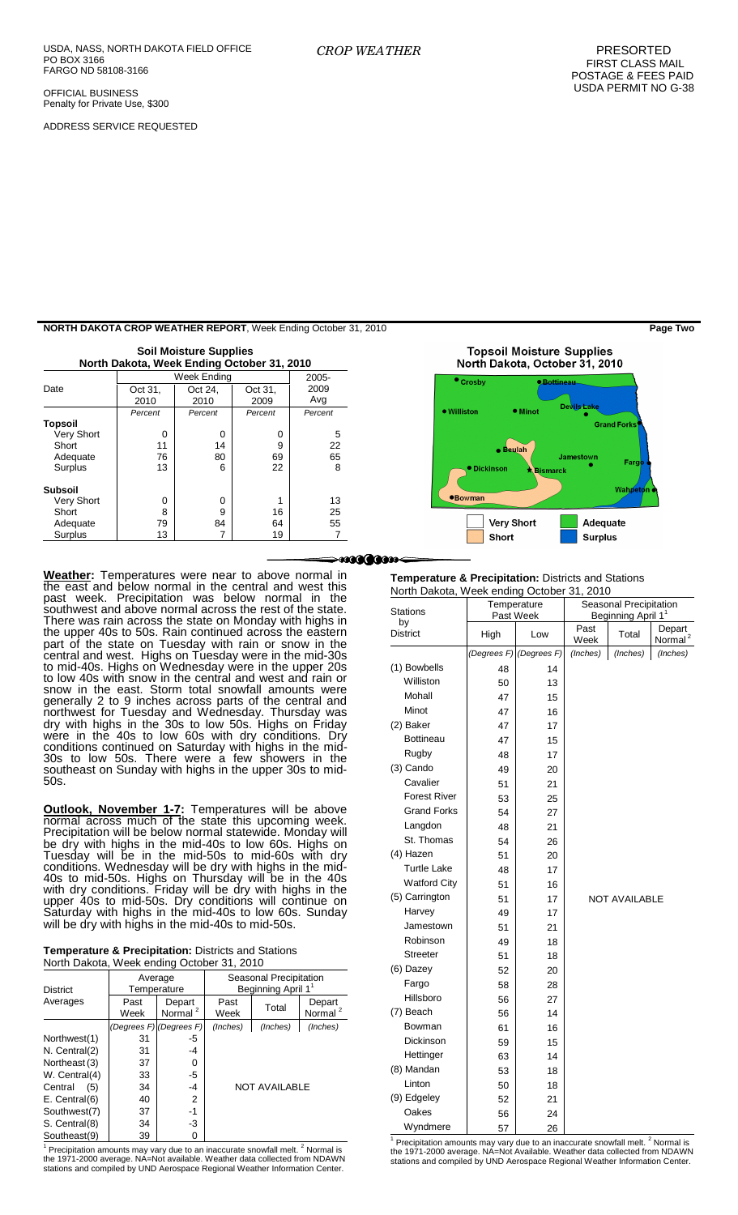USDA, NASS, NORTH DAKOTA FIELD OFFICE
PO BOX 3166
FARGO ND 58108-3166

OFFICIAL BUSINESS
Penalty for Private Use, $300

ADDRESS SERVICE REQUESTED

*CROP WEATHER*

PRESORTED
FIRST CLASS MAIL
POSTAGE & FEES PAID
USDA PERMIT NO G-38

**NORTH DAKOTA CROP WEATHER REPORT**, Week Ending October 31, 2010

**Soil Moisture Supplies**
**North Dakota, Week Ending October 31, 2010**

| Date | Oct 31, 2010 | Oct 24, 2010 | Oct 31, 2009 | 2005-2009 Avg |
|---|---|---|---|---|
| | Percent | Percent | Percent | Percent |
| **Topsoil** | | | | |
| Very Short | 0 | 0 | 0 | 5 |
| Short | 11 | 14 | 9 | 22 |
| Adequate | 76 | 80 | 69 | 65 |
| Surplus | 13 | 6 | 22 | 8 |
| **Subsoil** | | | | |
| Very Short | 0 | 0 | 1 | 13 |
| Short | 8 | 9 | 16 | 25 |
| Adequate | 79 | 84 | 64 | 55 |
| Surplus | 13 | 7 | 19 | 7 |

**Topsoil Moisture Supplies**
**North Dakota, October 31, 2010**

Crosby
Bottineau
Williston
Minot
Devils Lake
Grand Forks
Beulah
Jamestown
Fargo
Dickinson
Bismarck
Wahpeton
Bowman
Very Short
Short
Adequate
Surplus

**Weather:** Temperatures were near to above normal in the east and below normal in the central and west this past week. Precipitation was below normal in the southwest and above normal across the rest of the state. There was rain across the state on Monday with highs in the upper 40s to 50s. Rain continued across the eastern part of the state on Tuesday with rain or snow in the central and west. Highs on Tuesday were in the mid-30s to mid-40s. Highs on Wednesday were in the upper 20s to low 40s with snow in the central and west and rain or snow in the east. Storm total snowfall amounts were generally 2 to 9 inches across parts of the central and northwest for Tuesday and Wednesday. Thursday was dry with highs in the 30s to low 50s. Highs on Friday were in the 40s to low 60s with dry conditions. Dry conditions continued on Saturday with highs in the mid-30s to low 50s. There were a few showers in the southeast on Sunday with highs in the upper 30s to mid-50s.

**Outlook, November 1-7:** Temperatures will be above normal across much of the state this upcoming week. Precipitation will be below normal statewide. Monday will be dry with highs in the 40s to low 50s. Highs on Tuesday will be in the mid-50s to mid-60s with dry conditions. Wednesday will be dry with highs in the mid-40s to mid-50s. Highs on Thursday will be in the 40s with dry conditions. Friday will be dry with highs in the upper 40s to mid-50s. Dry conditions will continue on Saturday with highs in the mid-40s to low 50s. Sunday will be dry with highs in the mid-40s to mid-50s.

**Temperature & Precipitation:** Districts and Stations
North Dakota, Week ending October 31, 2010

| District Averages | Average Temperature | | Seasonal Precipitation Beginning April 1[1] | | |
|---|---|---|---|---|---|
| | Past Week | Depart Normal[2] | Past Week | Total | Depart Normal[2] |
| | (Degrees F) | (Degrees F) | (Inches) | (Inches) | (Inches) |
| Northwest(1) | 31 | -5 | NOT AVAILABLE | | |
| N. Central(2) | 31 | -4 | | | |
| Northeast(3) | 37 | 0 | | | |
| W. Central(4) | 33 | -5 | | | |
| Central (5) | 34 | -4 | | | |
| E. Central(6) | 40 | 2 | | | |
| Southwest(7) | 37 | -1 | | | |
| S. Central(8) | 34 | -3 | | | |
| Southeast(9) | 39 | 0 | | | |

[1] Precipitation amounts may vary due to an inaccurate snowfall melt. [2] Normal is the 1971-2000 average. NA=Not available. Weather data collected from NDAWN stations and compiled by UND Aerospace Regional Weather Information Center.

**Temperature & Precipitation:** Districts and Stations
North Dakota, Week ending October 31, 2010

| Stations by District | Temperature Past Week | | Seasonal Precipitation Beginning April 1[1] | | |
|---|---|---|---|---|---|
| | High | Low | Past Week | Total | Depart Normal[2] |
| | (Degrees F) | (Degrees F) | (Inches) | (Inches) | (Inches) |
| (1) Bowbells | 48 | 14 | NOT AVAILABLE | | |
| Williston | 50 | 13 | | | |
| Mohall | 47 | 15 | | | |
| Minot | 47 | 16 | | | |
| (2) Baker | 47 | 17 | | | |
| Bottineau | 47 | 15 | | | |
| Rugby | 48 | 17 | | | |
| (3) Cando | 49 | 20 | | | |
| Cavalier | 51 | 21 | | | |
| Forest River | 53 | 25 | | | |
| Grand Forks | 54 | 27 | | | |
| Langdon | 48 | 21 | | | |
| St. Thomas | 54 | 26 | | | |
| (4) Hazen | 51 | 20 | | | |
| Turtle Lake | 48 | 17 | | | |
| Watford City | 51 | 16 | | | |
| (5) Carrington | 51 | 17 | | | |
| Harvey | 49 | 17 | | | |
| Jamestown | 51 | 21 | | | |
| Robinson | 49 | 18 | | | |
| Streeter | 51 | 18 | | | |
| (6) Dazey | 52 | 20 | | | |
| Fargo | 58 | 28 | | | |
| Hillsboro | 56 | 27 | | | |
| (7) Beach | 56 | 14 | | | |
| Bowman | 61 | 16 | | | |
| Dickinson | 59 | 15 | | | |
| Hettinger | 63 | 14 | | | |
| (8) Mandan | 53 | 18 | | | |
| Linton | 50 | 18 | | | |
| (9) Edgeley | 52 | 21 | | | |
| Oakes | 56 | 24 | | | |
| Wyndmere | 57 | 26 | | | |

[1] Precipitation amounts may vary due to an inaccurate snowfall melt. [2] Normal is the 1971-2000 average. NA=Not Available. Weather data collected from NDAWN stations and compiled by UND Aerospace Regional Weather Information Center.